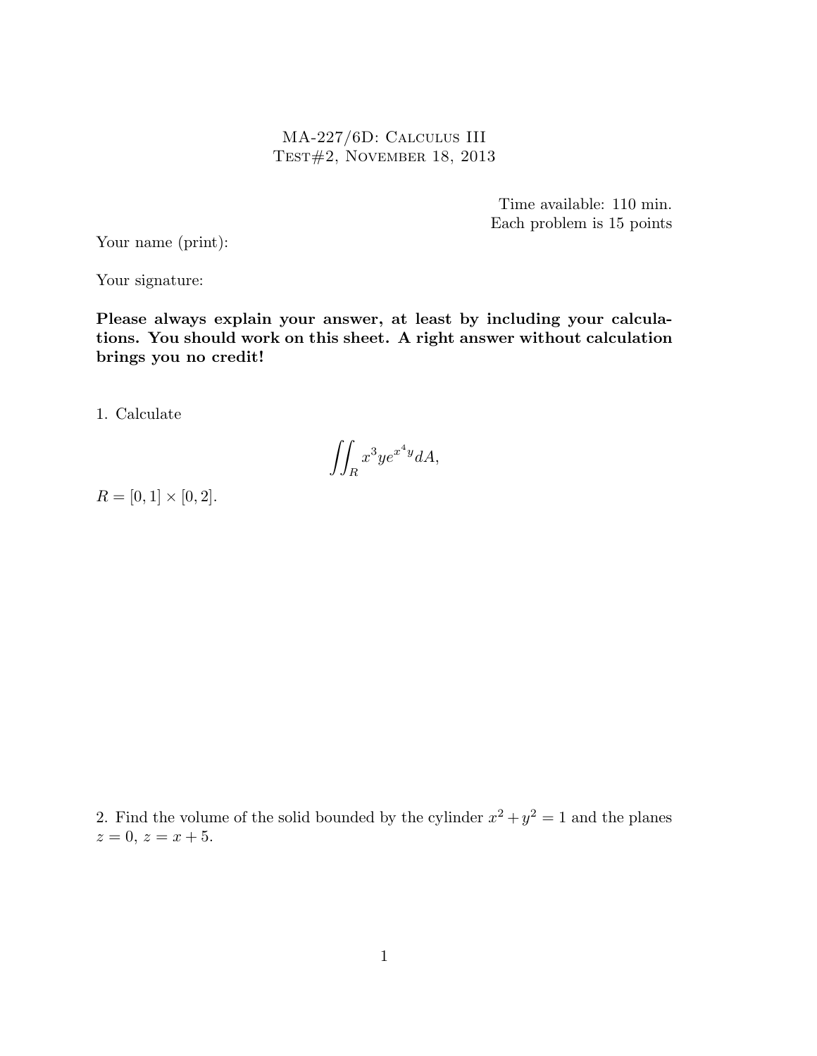# MA-227/6D: Calculus III
## Test#2, November 18, 2013

Time available: 110 min.
Each problem is 15 points

Your name (print):

Your signature:

**Please always explain your answer, at least by including your calculations. You should work on this sheet. A right answer without calculation brings you no credit!**

1. Calculate

$$\iint_R x^3 y e^{x^4 y} dA,$$

$R = [0, 1] \times [0, 2]$.

2. Find the volume of the solid bounded by the cylinder $x^2 + y^2 = 1$ and the planes $z = 0$, $z = x + 5$.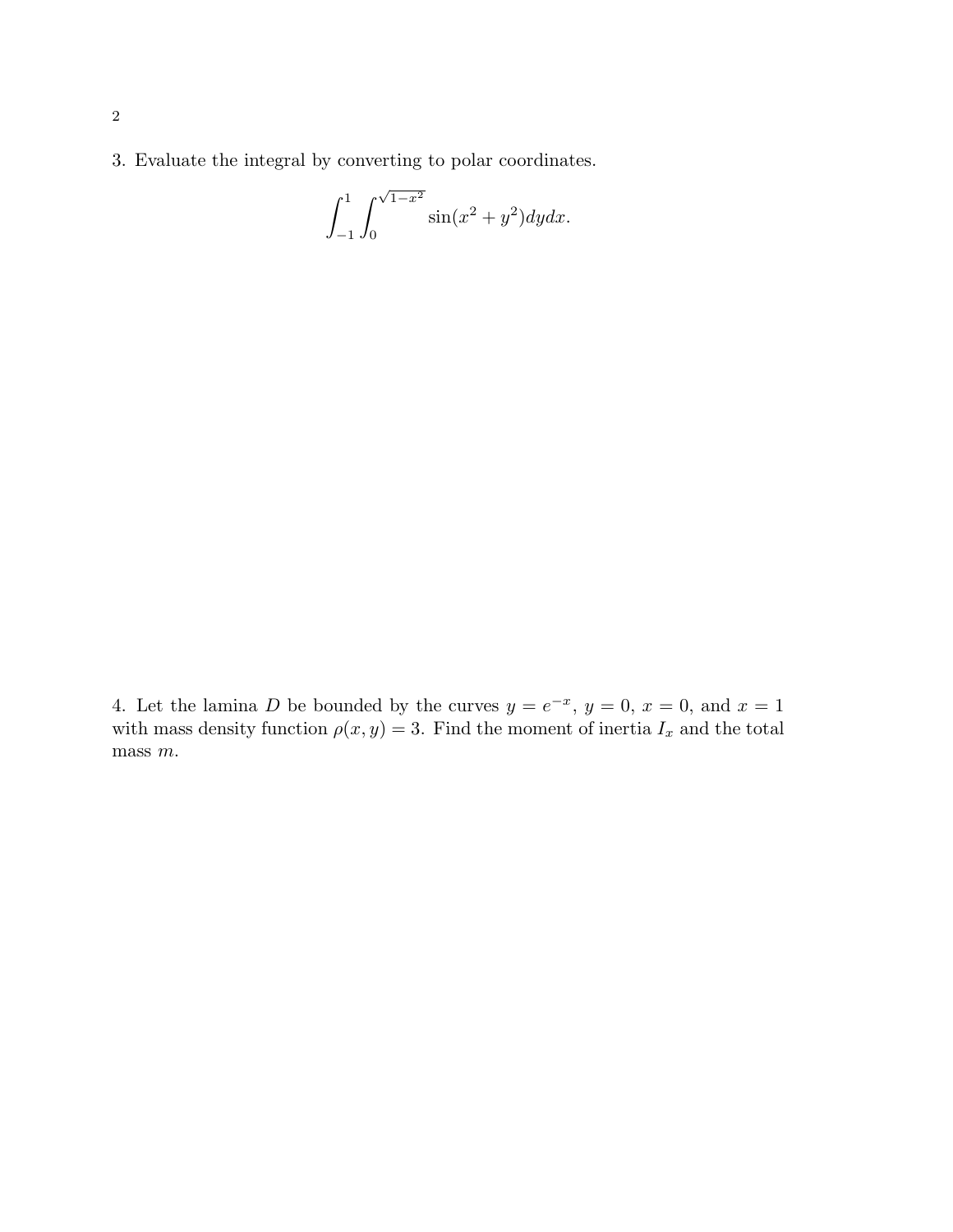3. Evaluate the integral by converting to polar coordinates.

$$\int_{-1}^{1} \int_{0}^{\sqrt{1-x^2}} \sin(x^2 + y^2) dy dx.$$

4. Let the lamina $D$ be bounded by the curves $y = e^{-x}$, $y = 0$, $x = 0$, and $x = 1$ with mass density function $\rho(x, y) = 3$. Find the moment of inertia $I_x$ and the total mass $m$.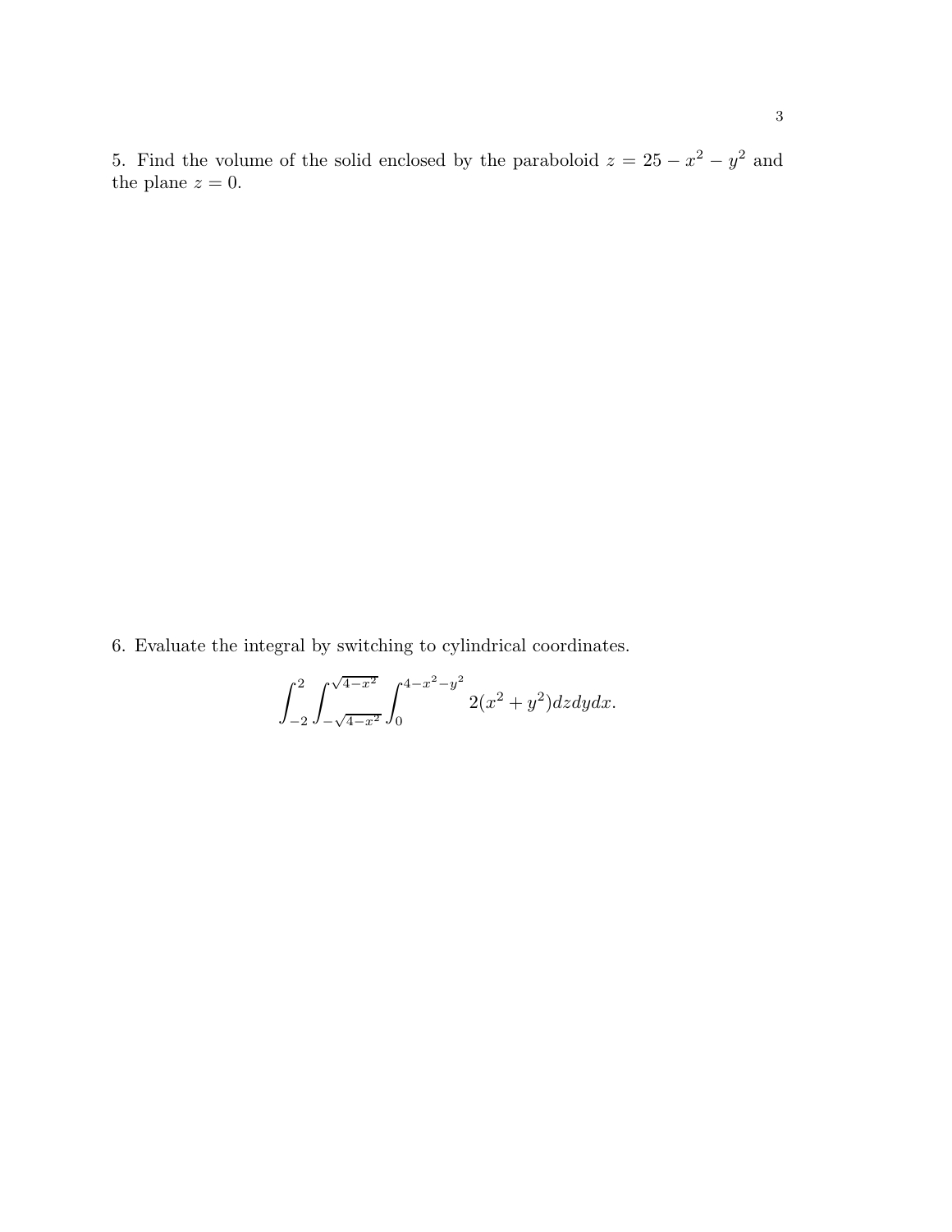5. Find the volume of the solid enclosed by the paraboloid $z = 25 - x^2 - y^2$ and the plane $z = 0$.

6. Evaluate the integral by switching to cylindrical coordinates.

$$\int_{-2}^{2} \int_{-\sqrt{4-x^2}}^{\sqrt{4-x^2}} \int_{0}^{4-x^2-y^2} 2(x^2 + y^2) dz dy dx.$$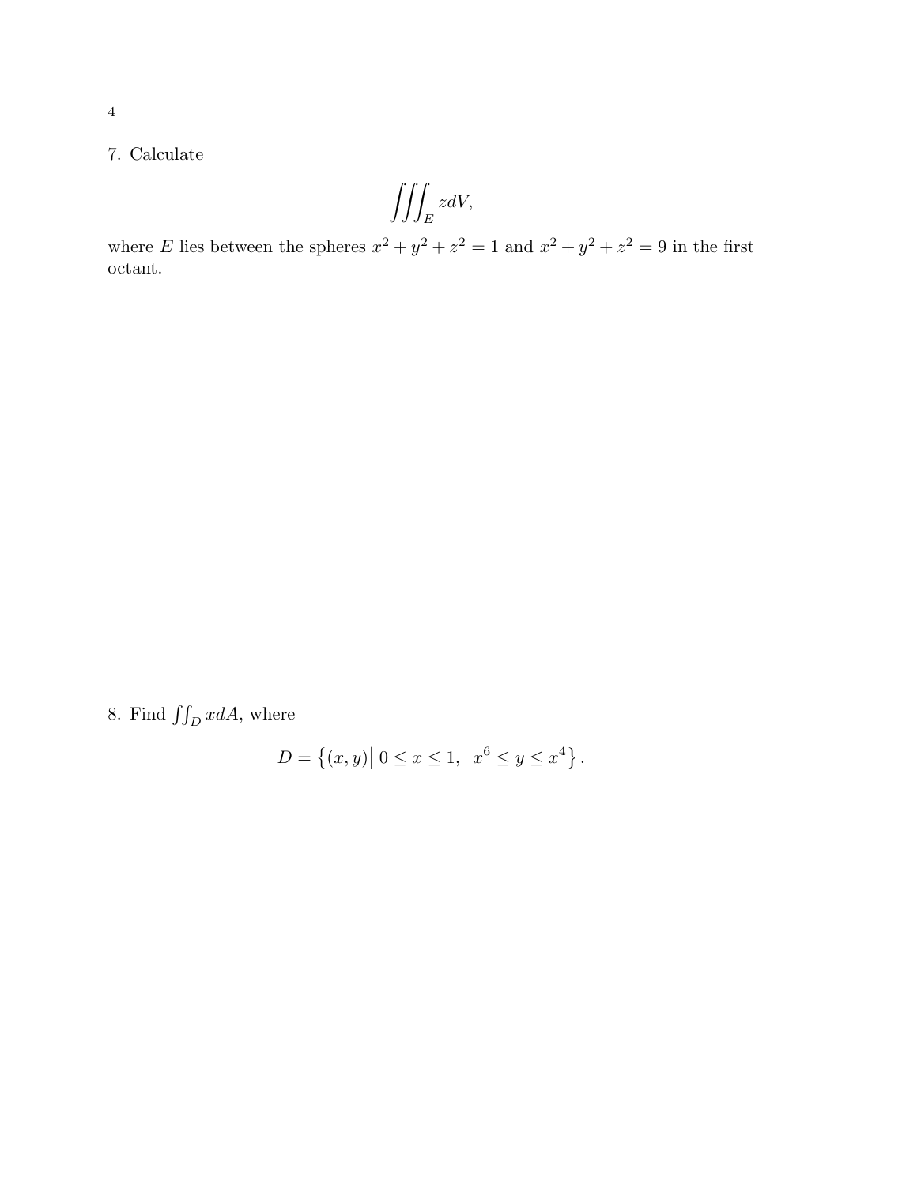7. Calculate

$$\iiint_E z dV,$$

where $E$ lies between the spheres $x^2 + y^2 + z^2 = 1$ and $x^2 + y^2 + z^2 = 9$ in the first octant.

8. Find $\iint_D x dA$, where

$$D = \left\{ (x, y) \middle| \, 0 \leq x \leq 1, \ \ x^6 \leq y \leq x^4 \right\}.$$